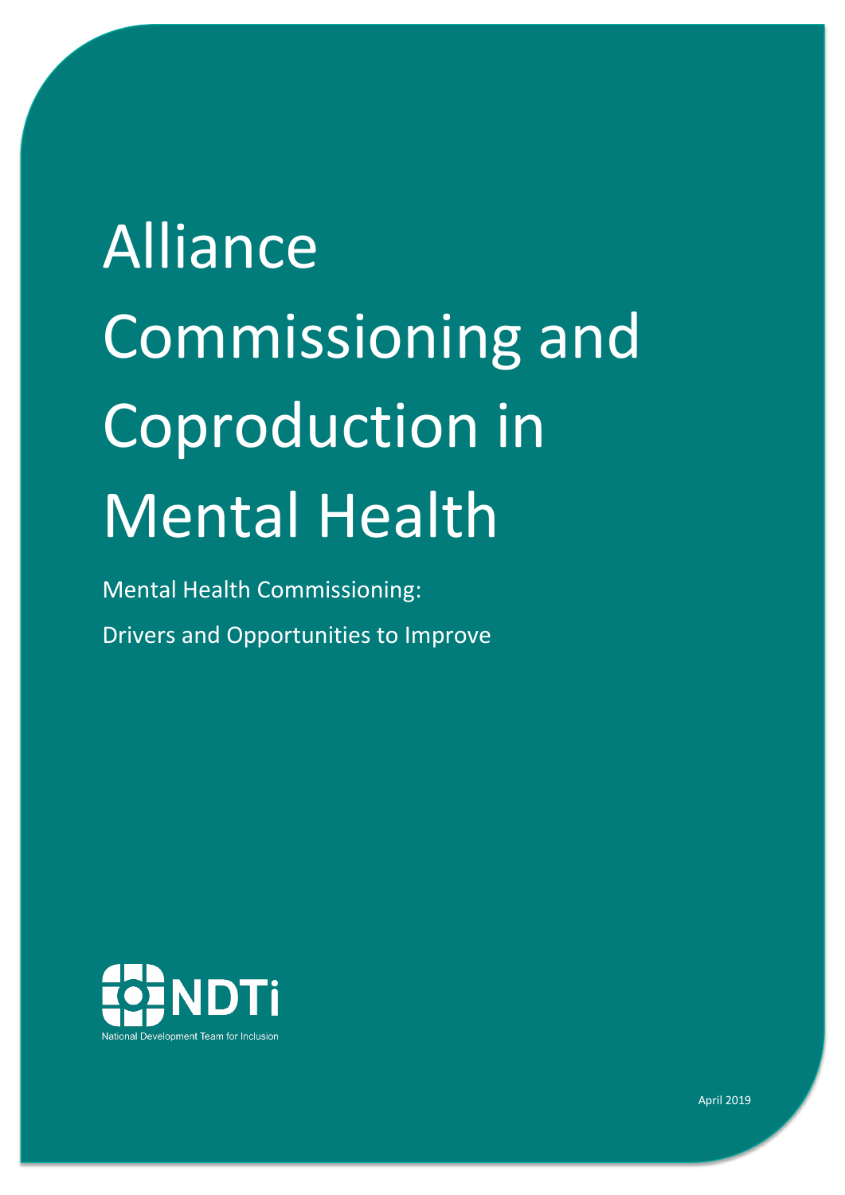# Alliance Commissioning and Coproduction in Mental Health

Mental Health Commissioning:

Drivers and Opportunities to Improve

NDTi

National Development Team for Inclusion

April 2019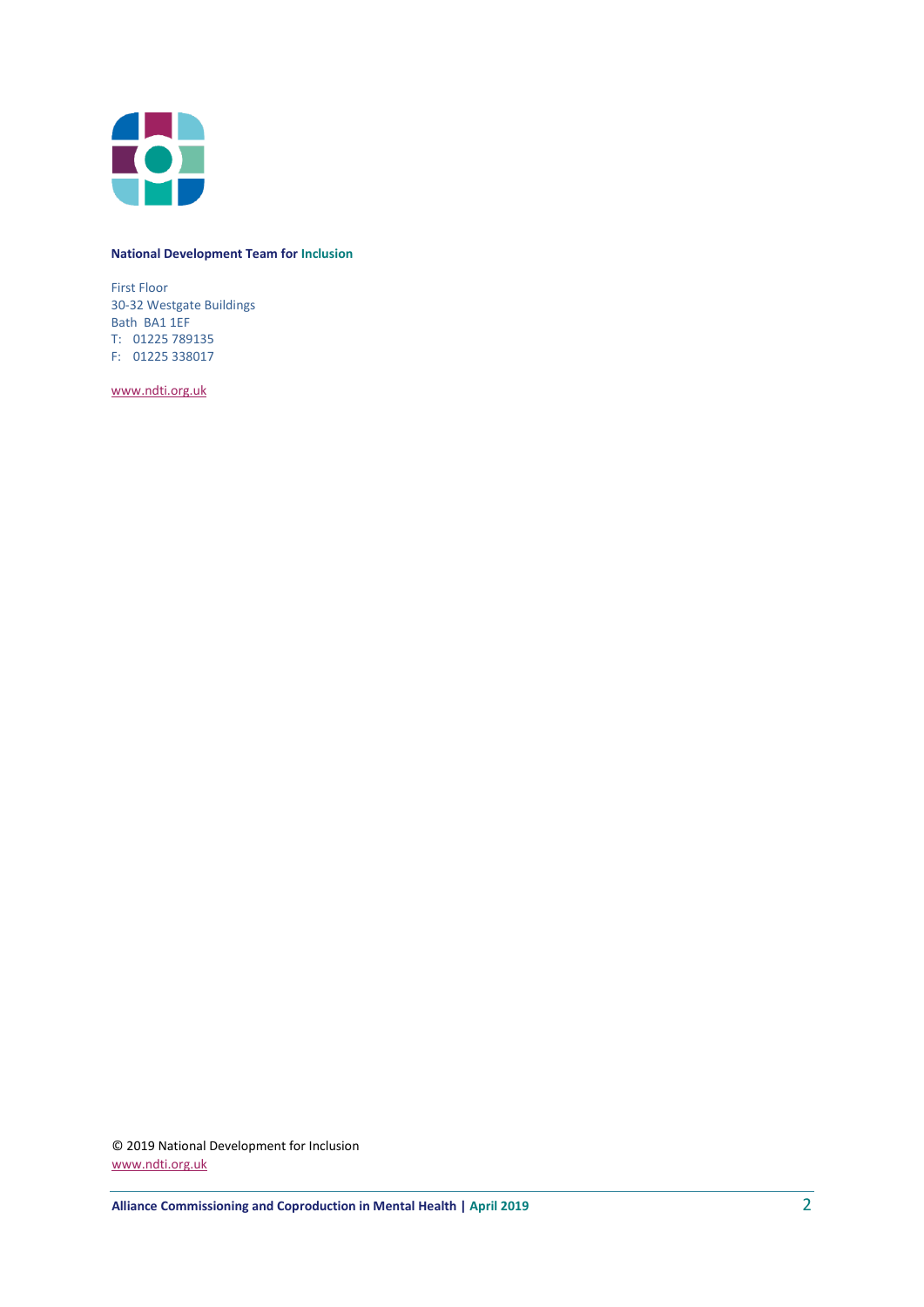**National Development Team for Inclusion**

First Floor
30-32 Westgate Buildings
Bath BA1 1EF
T: 01225 789135
F: 01225 338017

www.ndti.org.uk

© 2019 National Development for Inclusion
www.ndti.org.uk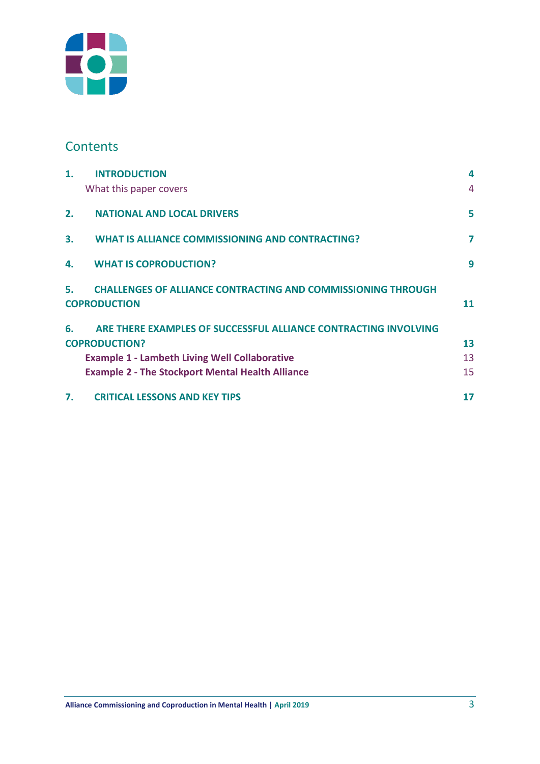## Contents

| | | |
|---|---|---|
| **1.** | **INTRODUCTION** | **4** |
| | What this paper covers | 4 |
| **2.** | **NATIONAL AND LOCAL DRIVERS** | **5** |
| **3.** | **WHAT IS ALLIANCE COMMISSIONING AND CONTRACTING?** | **7** |
| **4.** | **WHAT IS COPRODUCTION?** | **9** |
| **5.** | **CHALLENGES OF ALLIANCE CONTRACTING AND COMMISSIONING THROUGH COPRODUCTION** | **11** |
| **6.** | **ARE THERE EXAMPLES OF SUCCESSFUL ALLIANCE CONTRACTING INVOLVING COPRODUCTION?** | **13** |
| | **Example 1 - Lambeth Living Well Collaborative** | 13 |
| | **Example 2 - The Stockport Mental Health Alliance** | 15 |
| **7.** | **CRITICAL LESSONS AND KEY TIPS** | **17** |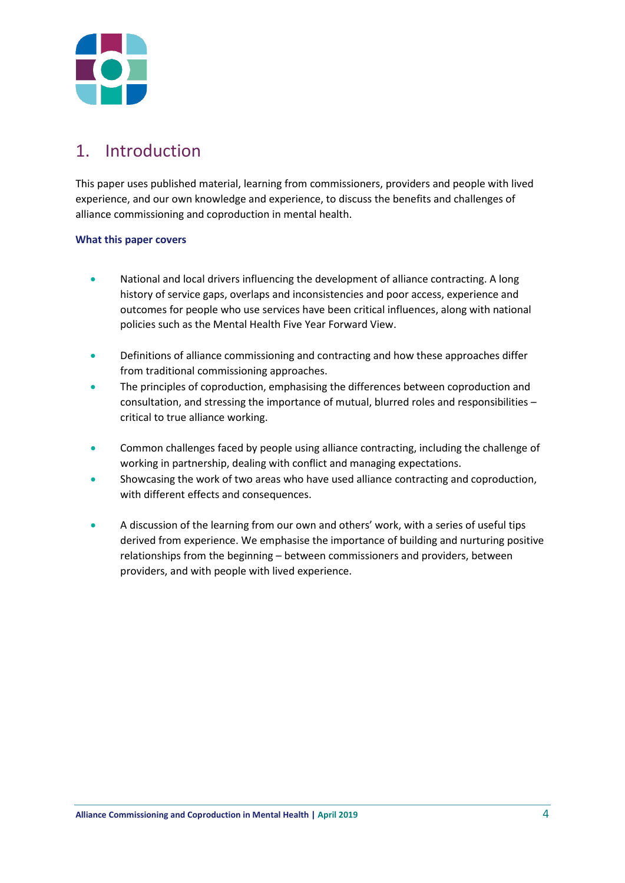# 1. Introduction

This paper uses published material, learning from commissioners, providers and people with lived experience, and our own knowledge and experience, to discuss the benefits and challenges of alliance commissioning and coproduction in mental health.

**What this paper covers**

- National and local drivers influencing the development of alliance contracting. A long history of service gaps, overlaps and inconsistencies and poor access, experience and outcomes for people who use services have been critical influences, along with national policies such as the Mental Health Five Year Forward View.

- Definitions of alliance commissioning and contracting and how these approaches differ from traditional commissioning approaches.
- The principles of coproduction, emphasising the differences between coproduction and consultation, and stressing the importance of mutual, blurred roles and responsibilities – critical to true alliance working.

- Common challenges faced by people using alliance contracting, including the challenge of working in partnership, dealing with conflict and managing expectations.
- Showcasing the work of two areas who have used alliance contracting and coproduction, with different effects and consequences.

- A discussion of the learning from our own and others' work, with a series of useful tips derived from experience. We emphasise the importance of building and nurturing positive relationships from the beginning – between commissioners and providers, between providers, and with people with lived experience.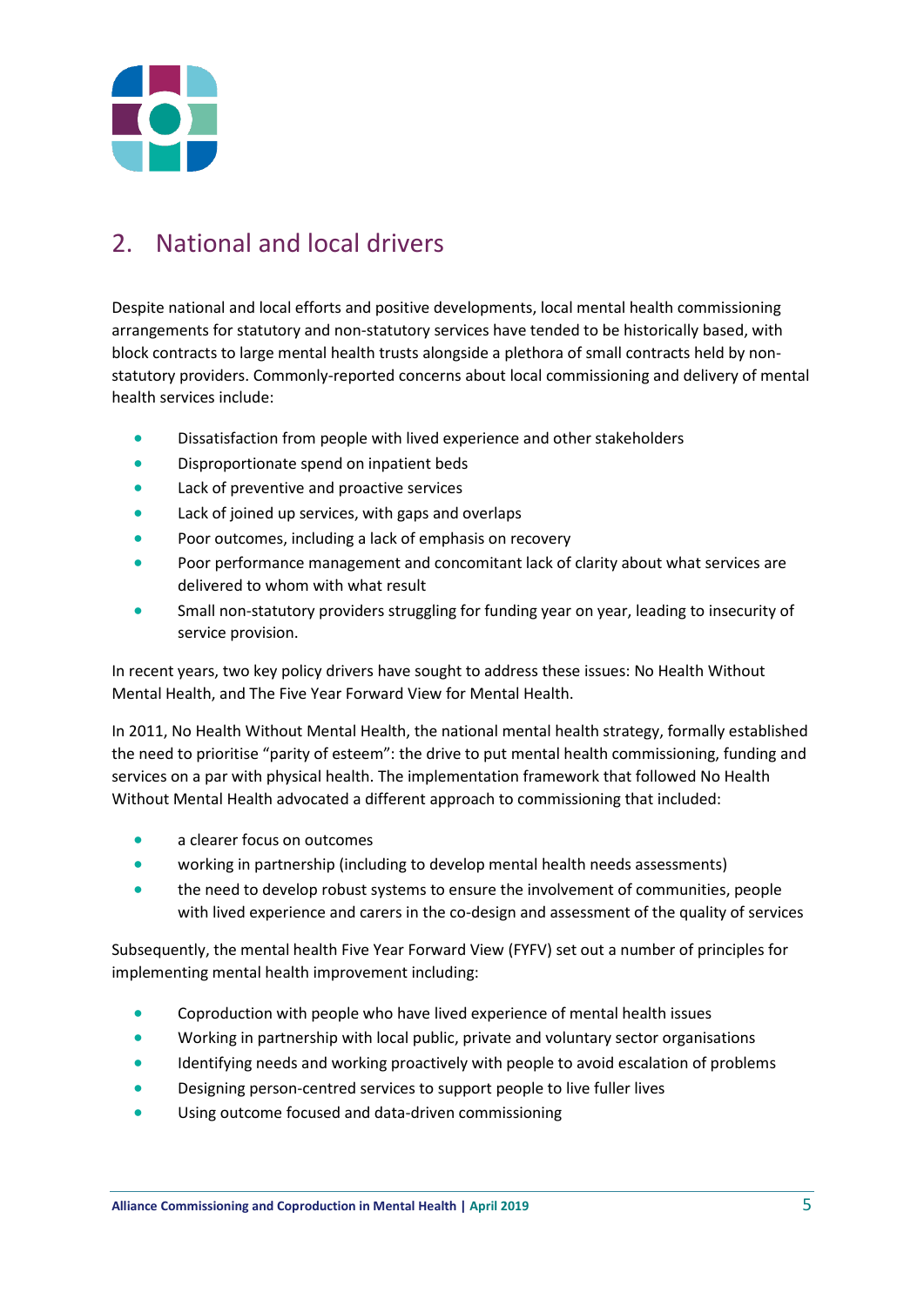## 2. National and local drivers

Despite national and local efforts and positive developments, local mental health commissioning arrangements for statutory and non-statutory services have tended to be historically based, with block contracts to large mental health trusts alongside a plethora of small contracts held by non-statutory providers. Commonly-reported concerns about local commissioning and delivery of mental health services include:

- Dissatisfaction from people with lived experience and other stakeholders
- Disproportionate spend on inpatient beds
- Lack of preventive and proactive services
- Lack of joined up services, with gaps and overlaps
- Poor outcomes, including a lack of emphasis on recovery
- Poor performance management and concomitant lack of clarity about what services are delivered to whom with what result
- Small non-statutory providers struggling for funding year on year, leading to insecurity of service provision.

In recent years, two key policy drivers have sought to address these issues: No Health Without Mental Health, and The Five Year Forward View for Mental Health.

In 2011, No Health Without Mental Health, the national mental health strategy, formally established the need to prioritise "parity of esteem": the drive to put mental health commissioning, funding and services on a par with physical health. The implementation framework that followed No Health Without Mental Health advocated a different approach to commissioning that included:

- a clearer focus on outcomes
- working in partnership (including to develop mental health needs assessments)
- the need to develop robust systems to ensure the involvement of communities, people with lived experience and carers in the co-design and assessment of the quality of services

Subsequently, the mental health Five Year Forward View (FYFV) set out a number of principles for implementing mental health improvement including:

- Coproduction with people who have lived experience of mental health issues
- Working in partnership with local public, private and voluntary sector organisations
- Identifying needs and working proactively with people to avoid escalation of problems
- Designing person-centred services to support people to live fuller lives
- Using outcome focused and data-driven commissioning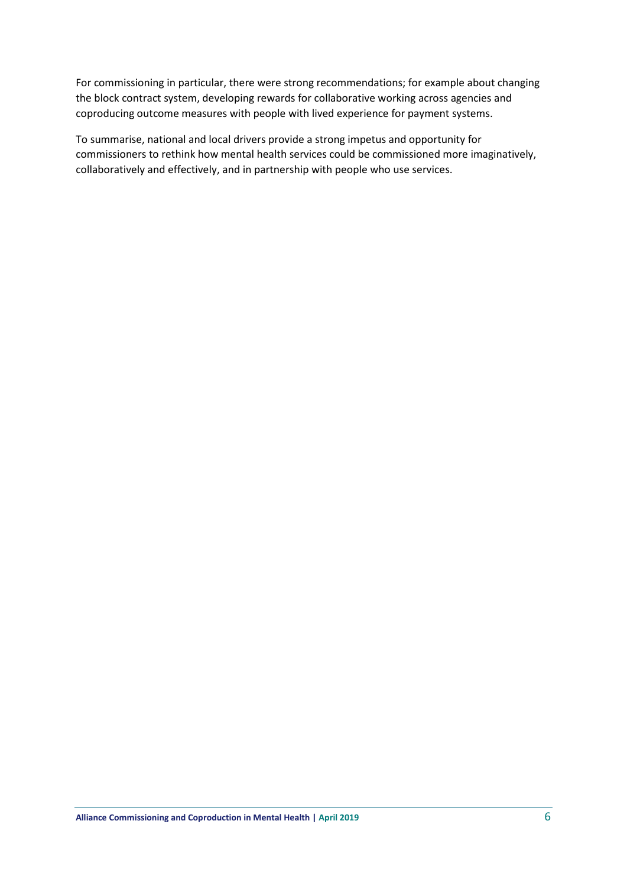For commissioning in particular, there were strong recommendations; for example about changing the block contract system, developing rewards for collaborative working across agencies and coproducing outcome measures with people with lived experience for payment systems.

To summarise, national and local drivers provide a strong impetus and opportunity for commissioners to rethink how mental health services could be commissioned more imaginatively, collaboratively and effectively, and in partnership with people who use services.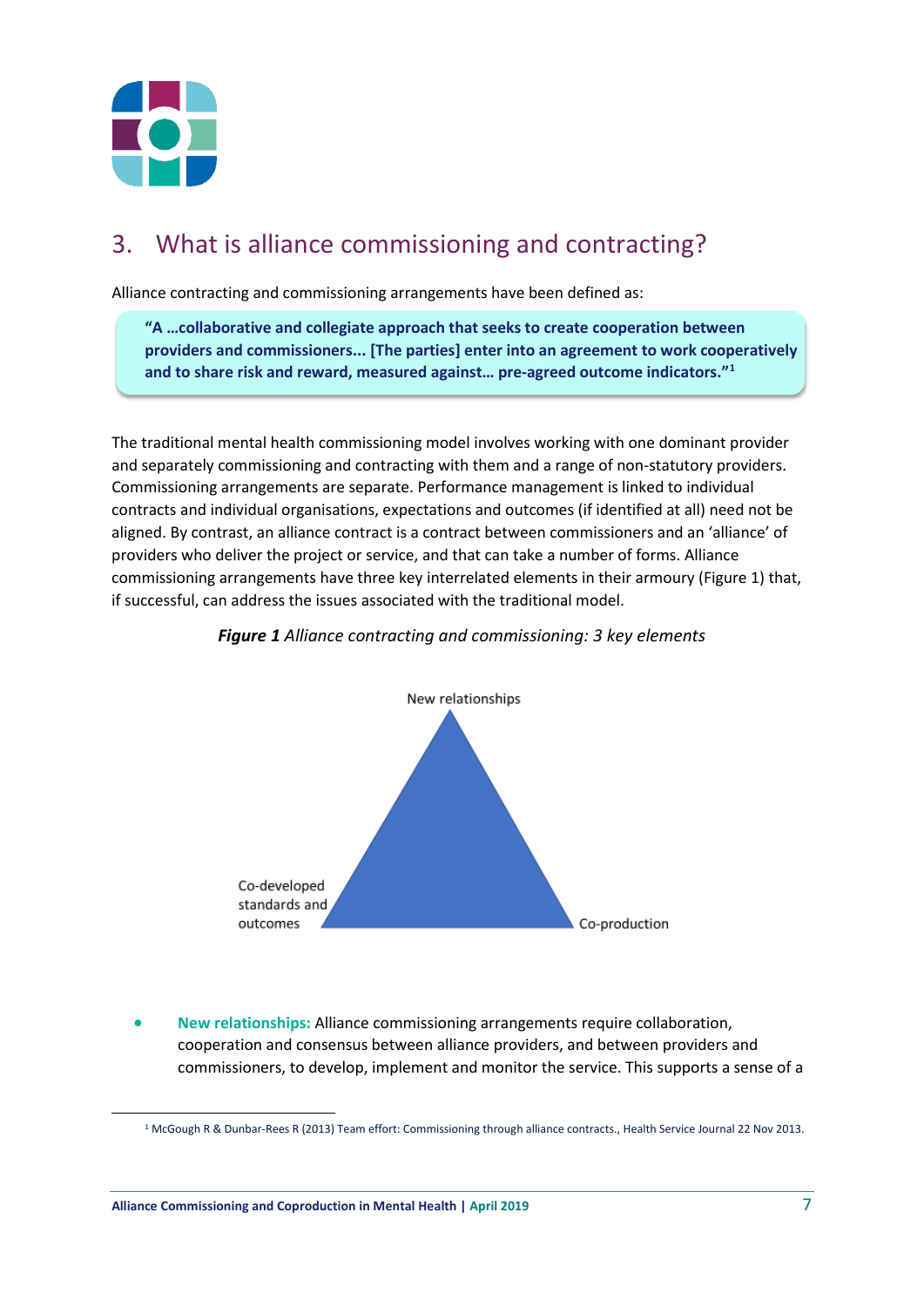# 3. What is alliance commissioning and contracting?

Alliance contracting and commissioning arrangements have been defined as:

> **"A …collaborative and collegiate approach that seeks to create cooperation between providers and commissioners... [The parties] enter into an agreement to work cooperatively and to share risk and reward, measured against… pre-agreed outcome indicators."[1]**

The traditional mental health commissioning model involves working with one dominant provider and separately commissioning and contracting with them and a range of non-statutory providers. Commissioning arrangements are separate. Performance management is linked to individual contracts and individual organisations, expectations and outcomes (if identified at all) need not be aligned. By contrast, an alliance contract is a contract between commissioners and an 'alliance' of providers who deliver the project or service, and that can take a number of forms. Alliance commissioning arrangements have three key interrelated elements in their armoury (Figure 1) that, if successful, can address the issues associated with the traditional model.

***Figure 1*** *Alliance contracting and commissioning: 3 key elements*

New relationships

Co-developed standards and outcomes

Co-production

- **New relationships:** Alliance commissioning arrangements require collaboration, cooperation and consensus between alliance providers, and between providers and commissioners, to develop, implement and monitor the service. This supports a sense of a

[1] McGough R & Dunbar-Rees R (2013) Team effort: Commissioning through alliance contracts., Health Service Journal 22 Nov 2013.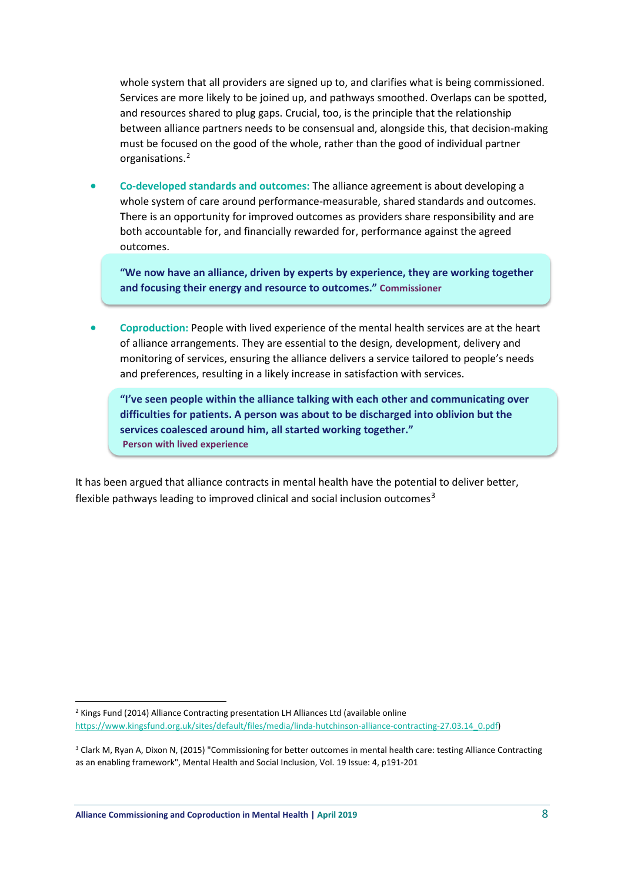whole system that all providers are signed up to, and clarifies what is being commissioned. Services are more likely to be joined up, and pathways smoothed. Overlaps can be spotted, and resources shared to plug gaps. Crucial, too, is the principle that the relationship between alliance partners needs to be consensual and, alongside this, that decision-making must be focused on the good of the whole, rather than the good of individual partner organisations.[2]

- **Co-developed standards and outcomes:** The alliance agreement is about developing a whole system of care around performance-measurable, shared standards and outcomes. There is an opportunity for improved outcomes as providers share responsibility and are both accountable for, and financially rewarded for, performance against the agreed outcomes.

> **"We now have an alliance, driven by experts by experience, they are working together and focusing their energy and resource to outcomes."** Commissioner

- **Coproduction:** People with lived experience of the mental health services are at the heart of alliance arrangements. They are essential to the design, development, delivery and monitoring of services, ensuring the alliance delivers a service tailored to people's needs and preferences, resulting in a likely increase in satisfaction with services.

> **"I've seen people within the alliance talking with each other and communicating over difficulties for patients. A person was about to be discharged into oblivion but the services coalesced around him, all started working together."**
> Person with lived experience

It has been argued that alliance contracts in mental health have the potential to deliver better, flexible pathways leading to improved clinical and social inclusion outcomes[3]

---

[2] Kings Fund (2014) Alliance Contracting presentation LH Alliances Ltd (available online https://www.kingsfund.org.uk/sites/default/files/media/linda-hutchinson-alliance-contracting-27.03.14_0.pdf)

[3] Clark M, Ryan A, Dixon N, (2015) "Commissioning for better outcomes in mental health care: testing Alliance Contracting as an enabling framework", Mental Health and Social Inclusion, Vol. 19 Issue: 4, p191-201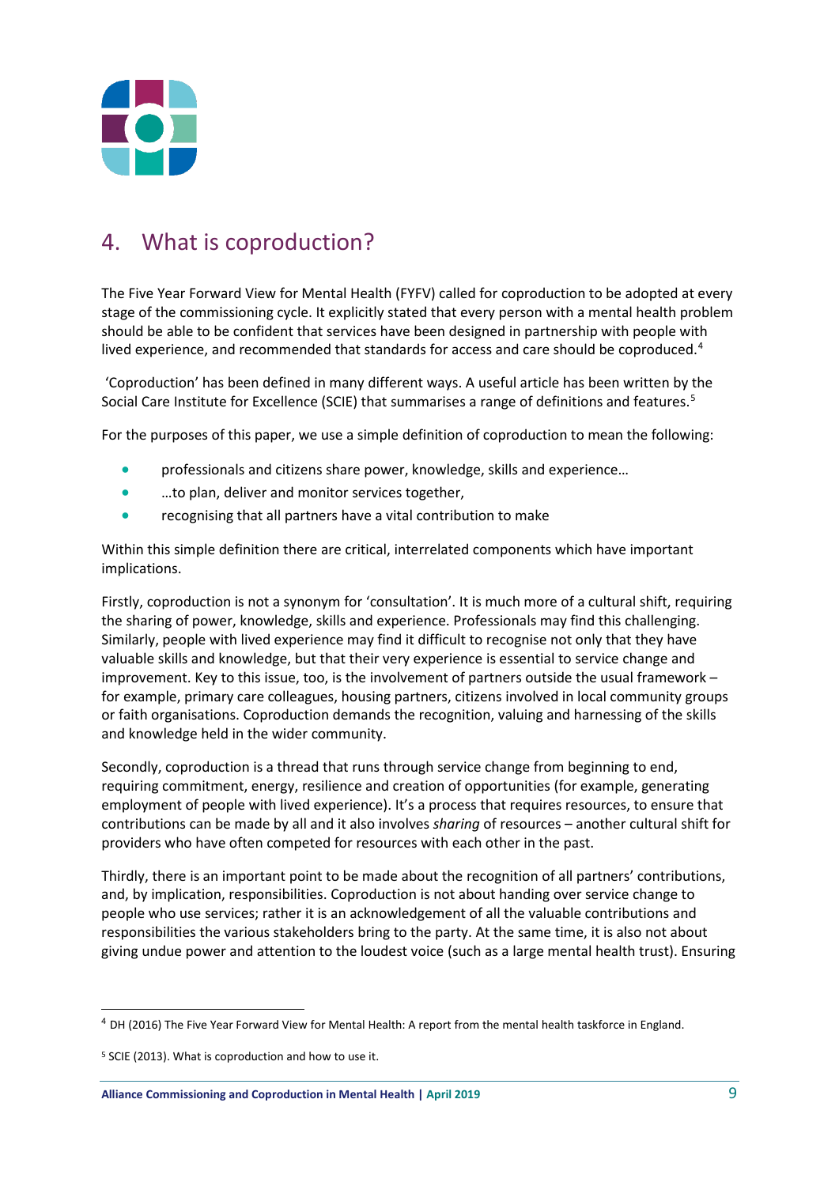## 4. What is coproduction?

The Five Year Forward View for Mental Health (FYFV) called for coproduction to be adopted at every stage of the commissioning cycle. It explicitly stated that every person with a mental health problem should be able to be confident that services have been designed in partnership with people with lived experience, and recommended that standards for access and care should be coproduced.[4]

'Coproduction' has been defined in many different ways. A useful article has been written by the Social Care Institute for Excellence (SCIE) that summarises a range of definitions and features.[5]

For the purposes of this paper, we use a simple definition of coproduction to mean the following:

- professionals and citizens share power, knowledge, skills and experience…
- …to plan, deliver and monitor services together,
- recognising that all partners have a vital contribution to make

Within this simple definition there are critical, interrelated components which have important implications.

Firstly, coproduction is not a synonym for 'consultation'. It is much more of a cultural shift, requiring the sharing of power, knowledge, skills and experience. Professionals may find this challenging. Similarly, people with lived experience may find it difficult to recognise not only that they have valuable skills and knowledge, but that their very experience is essential to service change and improvement. Key to this issue, too, is the involvement of partners outside the usual framework – for example, primary care colleagues, housing partners, citizens involved in local community groups or faith organisations. Coproduction demands the recognition, valuing and harnessing of the skills and knowledge held in the wider community.

Secondly, coproduction is a thread that runs through service change from beginning to end, requiring commitment, energy, resilience and creation of opportunities (for example, generating employment of people with lived experience). It's a process that requires resources, to ensure that contributions can be made by all and it also involves *sharing* of resources – another cultural shift for providers who have often competed for resources with each other in the past.

Thirdly, there is an important point to be made about the recognition of all partners' contributions, and, by implication, responsibilities. Coproduction is not about handing over service change to people who use services; rather it is an acknowledgement of all the valuable contributions and responsibilities the various stakeholders bring to the party. At the same time, it is also not about giving undue power and attention to the loudest voice (such as a large mental health trust). Ensuring

---

[4] DH (2016) The Five Year Forward View for Mental Health: A report from the mental health taskforce in England.

[5] SCIE (2013). What is coproduction and how to use it.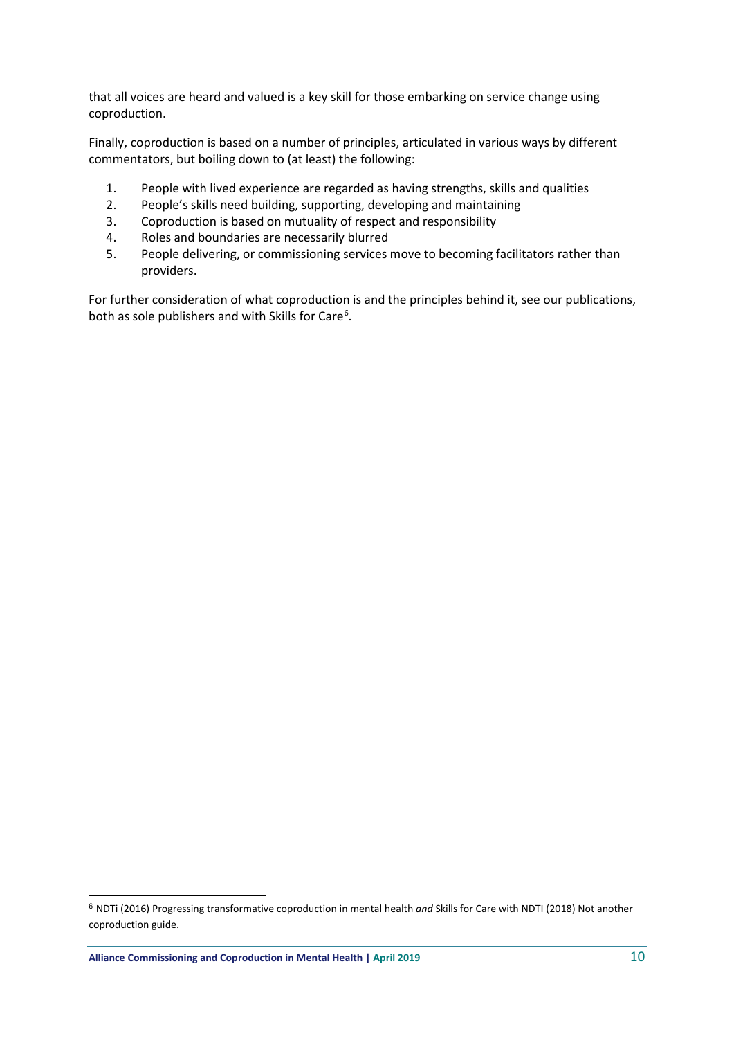that all voices are heard and valued is a key skill for those embarking on service change using coproduction.

Finally, coproduction is based on a number of principles, articulated in various ways by different commentators, but boiling down to (at least) the following:

1. People with lived experience are regarded as having strengths, skills and qualities
2. People's skills need building, supporting, developing and maintaining
3. Coproduction is based on mutuality of respect and responsibility
4. Roles and boundaries are necessarily blurred
5. People delivering, or commissioning services move to becoming facilitators rather than providers.

For further consideration of what coproduction is and the principles behind it, see our publications, both as sole publishers and with Skills for Care[6].

[6] NDTi (2016) Progressing transformative coproduction in mental health *and* Skills for Care with NDTI (2018) Not another coproduction guide.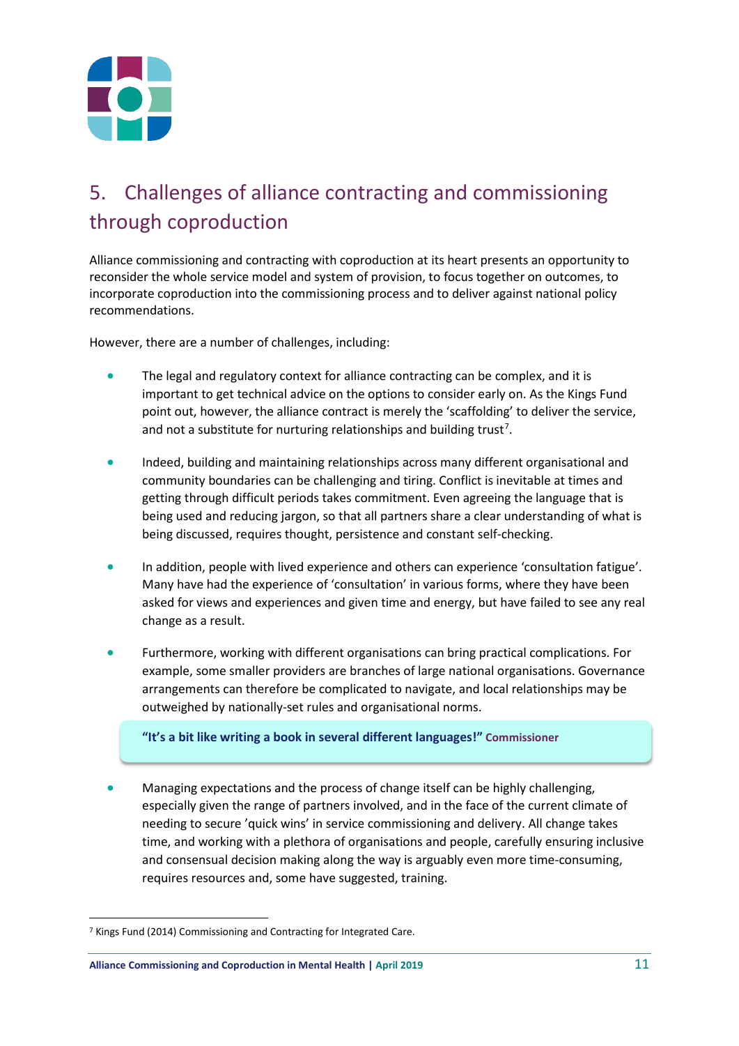## 5. Challenges of alliance contracting and commissioning through coproduction

Alliance commissioning and contracting with coproduction at its heart presents an opportunity to reconsider the whole service model and system of provision, to focus together on outcomes, to incorporate coproduction into the commissioning process and to deliver against national policy recommendations.

However, there are a number of challenges, including:

- The legal and regulatory context for alliance contracting can be complex, and it is important to get technical advice on the options to consider early on. As the Kings Fund point out, however, the alliance contract is merely the 'scaffolding' to deliver the service, and not a substitute for nurturing relationships and building trust[7].

- Indeed, building and maintaining relationships across many different organisational and community boundaries can be challenging and tiring. Conflict is inevitable at times and getting through difficult periods takes commitment. Even agreeing the language that is being used and reducing jargon, so that all partners share a clear understanding of what is being discussed, requires thought, persistence and constant self-checking.

- In addition, people with lived experience and others can experience 'consultation fatigue'. Many have had the experience of 'consultation' in various forms, where they have been asked for views and experiences and given time and energy, but have failed to see any real change as a result.

- Furthermore, working with different organisations can bring practical complications. For example, some smaller providers are branches of large national organisations. Governance arrangements can therefore be complicated to navigate, and local relationships may be outweighed by nationally-set rules and organisational norms.

> **"It's a bit like writing a book in several different languages!"** **Commissioner**

- Managing expectations and the process of change itself can be highly challenging, especially given the range of partners involved, and in the face of the current climate of needing to secure 'quick wins' in service commissioning and delivery. All change takes time, and working with a plethora of organisations and people, carefully ensuring inclusive and consensual decision making along the way is arguably even more time-consuming, requires resources and, some have suggested, training.

[7] Kings Fund (2014) Commissioning and Contracting for Integrated Care.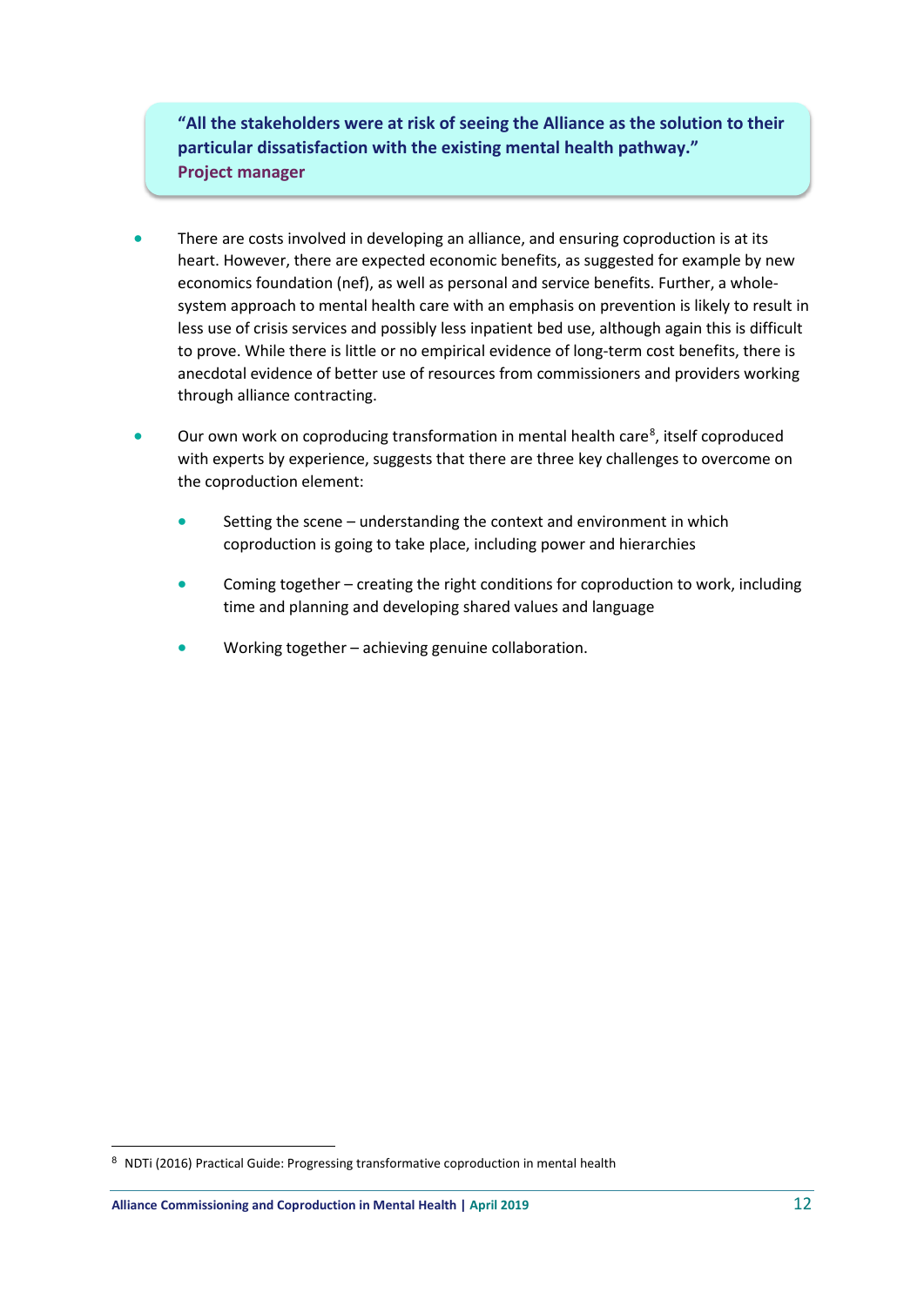> **"All the stakeholders were at risk of seeing the Alliance as the solution to their particular dissatisfaction with the existing mental health pathway."**
> **Project manager**

- There are costs involved in developing an alliance, and ensuring coproduction is at its heart. However, there are expected economic benefits, as suggested for example by new economics foundation (nef), as well as personal and service benefits. Further, a whole-system approach to mental health care with an emphasis on prevention is likely to result in less use of crisis services and possibly less inpatient bed use, although again this is difficult to prove. While there is little or no empirical evidence of long-term cost benefits, there is anecdotal evidence of better use of resources from commissioners and providers working through alliance contracting.

- Our own work on coproducing transformation in mental health care[8], itself coproduced with experts by experience, suggests that there are three key challenges to overcome on the coproduction element:

  - Setting the scene – understanding the context and environment in which coproduction is going to take place, including power and hierarchies

  - Coming together – creating the right conditions for coproduction to work, including time and planning and developing shared values and language

  - Working together – achieving genuine collaboration.

[8] NDTi (2016) Practical Guide: Progressing transformative coproduction in mental health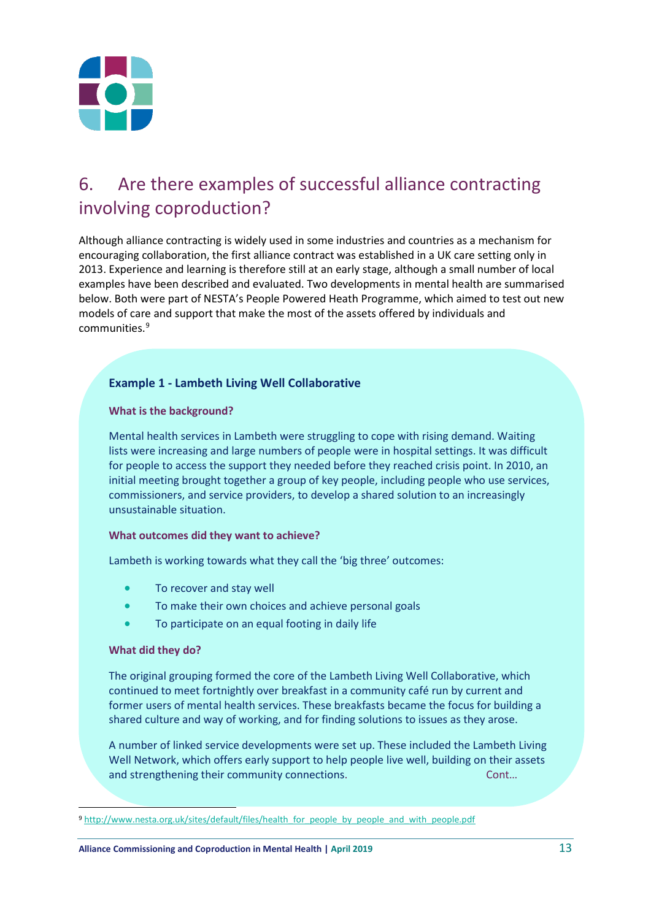## 6. Are there examples of successful alliance contracting involving coproduction?

Although alliance contracting is widely used in some industries and countries as a mechanism for encouraging collaboration, the first alliance contract was established in a UK care setting only in 2013. Experience and learning is therefore still at an early stage, although a small number of local examples have been described and evaluated. Two developments in mental health are summarised below. Both were part of NESTA's People Powered Heath Programme, which aimed to test out new models of care and support that make the most of the assets offered by individuals and communities.[9]

**Example 1 - Lambeth Living Well Collaborative**

**What is the background?**

Mental health services in Lambeth were struggling to cope with rising demand. Waiting lists were increasing and large numbers of people were in hospital settings. It was difficult for people to access the support they needed before they reached crisis point. In 2010, an initial meeting brought together a group of key people, including people who use services, commissioners, and service providers, to develop a shared solution to an increasingly unsustainable situation.

**What outcomes did they want to achieve?**

Lambeth is working towards what they call the 'big three' outcomes:

- To recover and stay well
- To make their own choices and achieve personal goals
- To participate on an equal footing in daily life

**What did they do?**

The original grouping formed the core of the Lambeth Living Well Collaborative, which continued to meet fortnightly over breakfast in a community café run by current and former users of mental health services. These breakfasts became the focus for building a shared culture and way of working, and for finding solutions to issues as they arose.

A number of linked service developments were set up. These included the Lambeth Living Well Network, which offers early support to help people live well, building on their assets and strengthening their community connections. Cont…

[9] http://www.nesta.org.uk/sites/default/files/health_for_people_by_people_and_with_people.pdf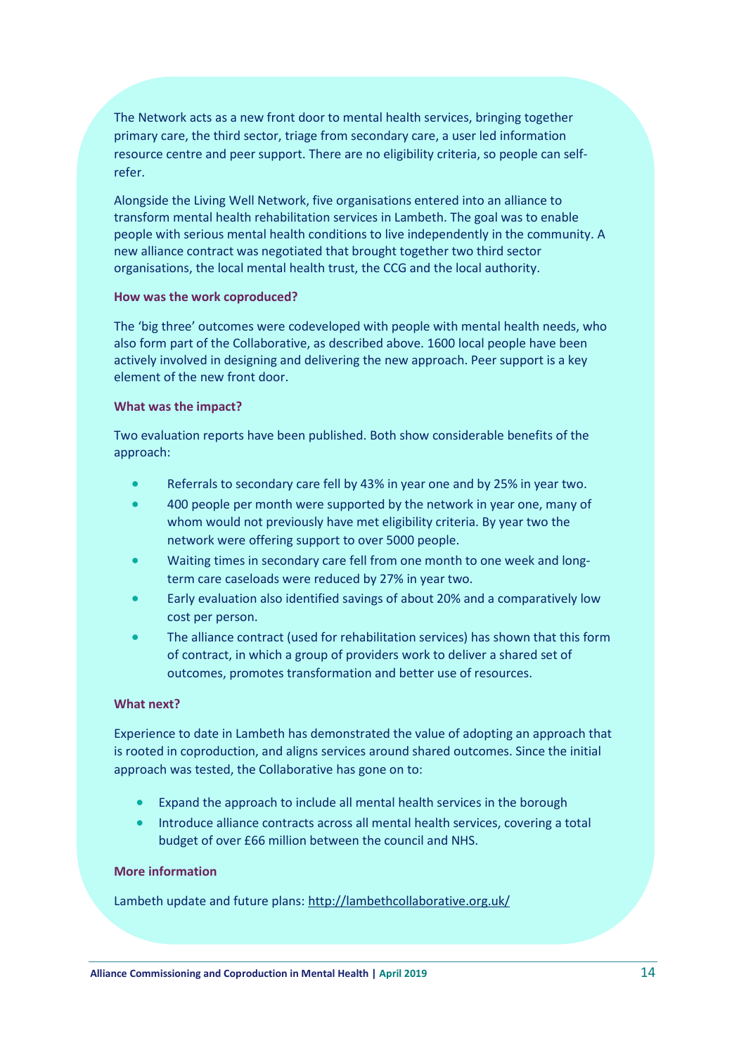The Network acts as a new front door to mental health services, bringing together primary care, the third sector, triage from secondary care, a user led information resource centre and peer support. There are no eligibility criteria, so people can self-refer.

Alongside the Living Well Network, five organisations entered into an alliance to transform mental health rehabilitation services in Lambeth. The goal was to enable people with serious mental health conditions to live independently in the community. A new alliance contract was negotiated that brought together two third sector organisations, the local mental health trust, the CCG and the local authority.

#### How was the work coproduced?

The 'big three' outcomes were codeveloped with people with mental health needs, who also form part of the Collaborative, as described above. 1600 local people have been actively involved in designing and delivering the new approach. Peer support is a key element of the new front door.

#### What was the impact?

Two evaluation reports have been published. Both show considerable benefits of the approach:

- Referrals to secondary care fell by 43% in year one and by 25% in year two.
- 400 people per month were supported by the network in year one, many of whom would not previously have met eligibility criteria. By year two the network were offering support to over 5000 people.
- Waiting times in secondary care fell from one month to one week and long-term care caseloads were reduced by 27% in year two.
- Early evaluation also identified savings of about 20% and a comparatively low cost per person.
- The alliance contract (used for rehabilitation services) has shown that this form of contract, in which a group of providers work to deliver a shared set of outcomes, promotes transformation and better use of resources.

#### What next?

Experience to date in Lambeth has demonstrated the value of adopting an approach that is rooted in coproduction, and aligns services around shared outcomes. Since the initial approach was tested, the Collaborative has gone on to:

- Expand the approach to include all mental health services in the borough
- Introduce alliance contracts across all mental health services, covering a total budget of over £66 million between the council and NHS.

#### More information

Lambeth update and future plans: http://lambethcollaborative.org.uk/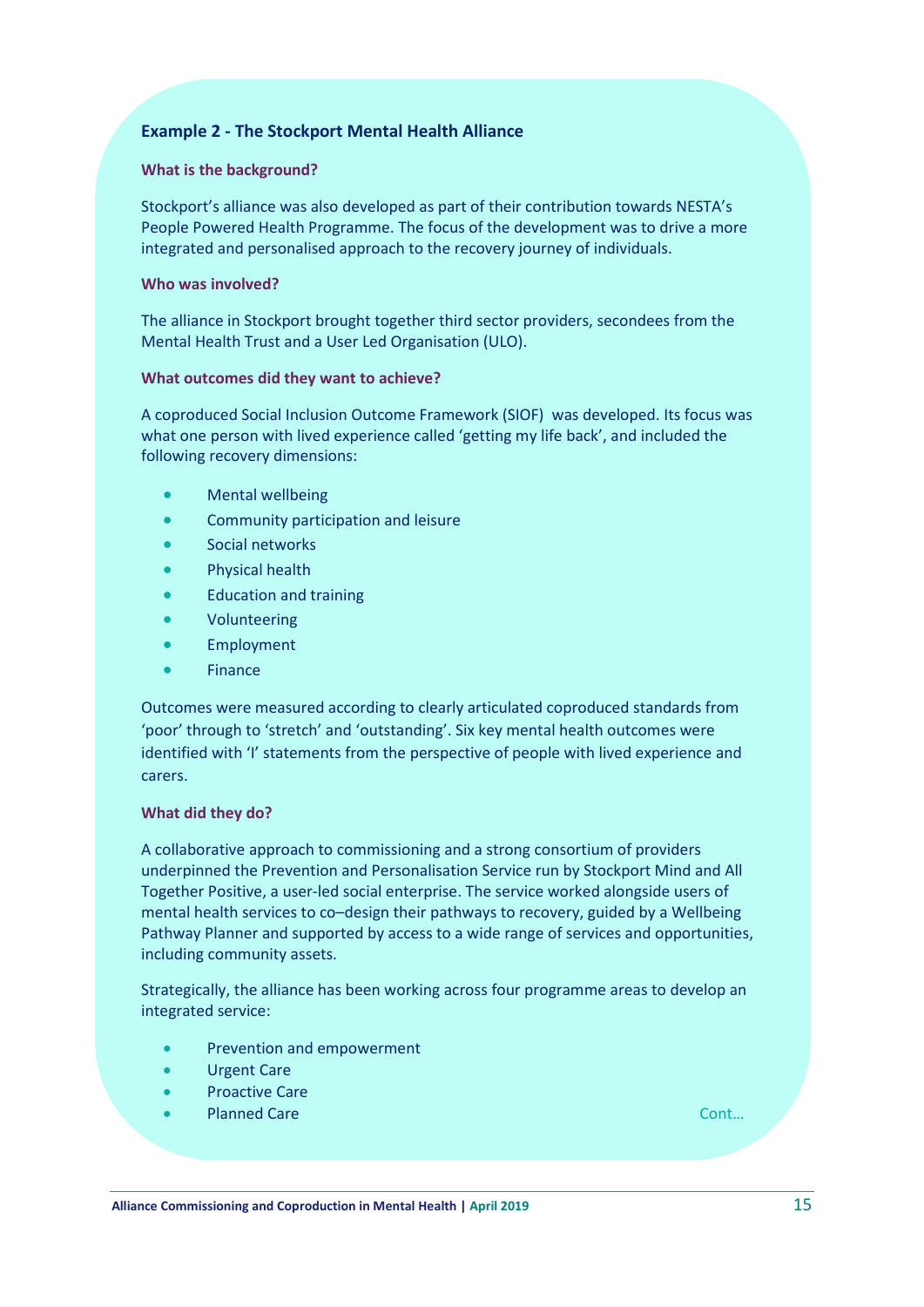### Example 2 - The Stockport Mental Health Alliance

#### What is the background?

Stockport's alliance was also developed as part of their contribution towards NESTA's People Powered Health Programme. The focus of the development was to drive a more integrated and personalised approach to the recovery journey of individuals.

#### Who was involved?

The alliance in Stockport brought together third sector providers, secondees from the Mental Health Trust and a User Led Organisation (ULO).

#### What outcomes did they want to achieve?

A coproduced Social Inclusion Outcome Framework (SIOF) was developed. Its focus was what one person with lived experience called 'getting my life back', and included the following recovery dimensions:

- Mental wellbeing
- Community participation and leisure
- Social networks
- Physical health
- Education and training
- Volunteering
- Employment
- Finance

Outcomes were measured according to clearly articulated coproduced standards from 'poor' through to 'stretch' and 'outstanding'. Six key mental health outcomes were identified with 'I' statements from the perspective of people with lived experience and carers.

#### What did they do?

A collaborative approach to commissioning and a strong consortium of providers underpinned the Prevention and Personalisation Service run by Stockport Mind and All Together Positive, a user-led social enterprise. The service worked alongside users of mental health services to co–design their pathways to recovery, guided by a Wellbeing Pathway Planner and supported by access to a wide range of services and opportunities, including community assets.

Strategically, the alliance has been working across four programme areas to develop an integrated service:

- Prevention and empowerment
- Urgent Care
- Proactive Care
- Planned Care

Cont…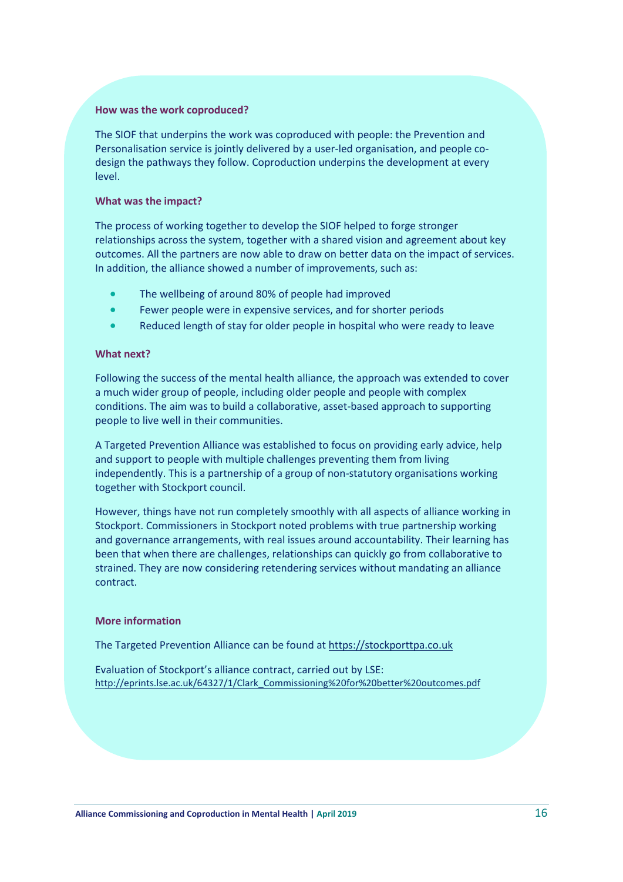**How was the work coproduced?**

The SIOF that underpins the work was coproduced with people: the Prevention and Personalisation service is jointly delivered by a user-led organisation, and people co-design the pathways they follow. Coproduction underpins the development at every level.

**What was the impact?**

The process of working together to develop the SIOF helped to forge stronger relationships across the system, together with a shared vision and agreement about key outcomes. All the partners are now able to draw on better data on the impact of services. In addition, the alliance showed a number of improvements, such as:

- The wellbeing of around 80% of people had improved
- Fewer people were in expensive services, and for shorter periods
- Reduced length of stay for older people in hospital who were ready to leave

**What next?**

Following the success of the mental health alliance, the approach was extended to cover a much wider group of people, including older people and people with complex conditions. The aim was to build a collaborative, asset-based approach to supporting people to live well in their communities.

A Targeted Prevention Alliance was established to focus on providing early advice, help and support to people with multiple challenges preventing them from living independently. This is a partnership of a group of non-statutory organisations working together with Stockport council.

However, things have not run completely smoothly with all aspects of alliance working in Stockport. Commissioners in Stockport noted problems with true partnership working and governance arrangements, with real issues around accountability. Their learning has been that when there are challenges, relationships can quickly go from collaborative to strained. They are now considering retendering services without mandating an alliance contract.

**More information**

The Targeted Prevention Alliance can be found at https://stockporttpa.co.uk

Evaluation of Stockport's alliance contract, carried out by LSE:
http://eprints.lse.ac.uk/64327/1/Clark_Commissioning%20for%20better%20outcomes.pdf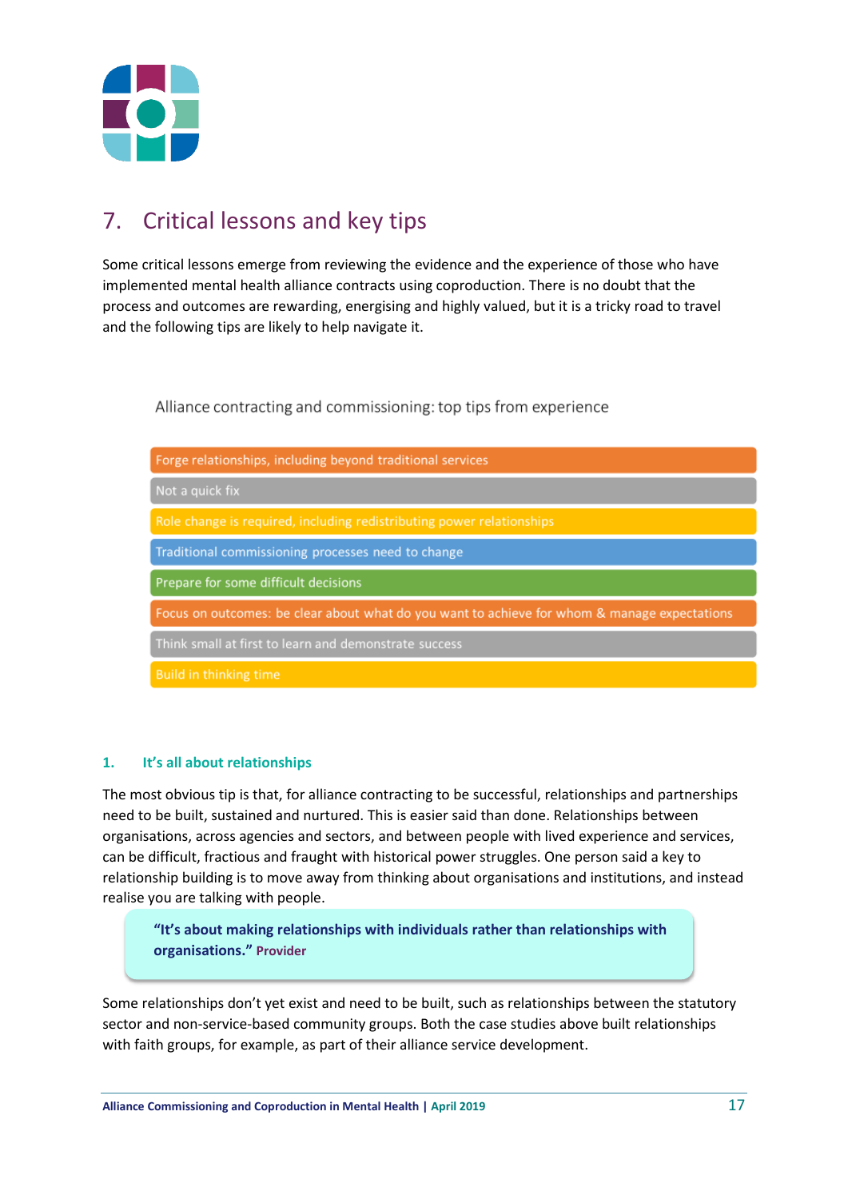## 7. Critical lessons and key tips

Some critical lessons emerge from reviewing the evidence and the experience of those who have implemented mental health alliance contracts using coproduction. There is no doubt that the process and outcomes are rewarding, energising and highly valued, but it is a tricky road to travel and the following tips are likely to help navigate it.

Alliance contracting and commissioning: top tips from experience

- Forge relationships, including beyond traditional services
- Not a quick fix
- Role change is required, including redistributing power relationships
- Traditional commissioning processes need to change
- Prepare for some difficult decisions
- Focus on outcomes: be clear about what do you want to achieve for whom & manage expectations
- Think small at first to learn and demonstrate success
- Build in thinking time

### 1. It's all about relationships

The most obvious tip is that, for alliance contracting to be successful, relationships and partnerships need to be built, sustained and nurtured. This is easier said than done. Relationships between organisations, across agencies and sectors, and between people with lived experience and services, can be difficult, fractious and fraught with historical power struggles. One person said a key to relationship building is to move away from thinking about organisations and institutions, and instead realise you are talking with people.

> **"It's about making relationships with individuals rather than relationships with organisations." Provider**

Some relationships don't yet exist and need to be built, such as relationships between the statutory sector and non-service-based community groups. Both the case studies above built relationships with faith groups, for example, as part of their alliance service development.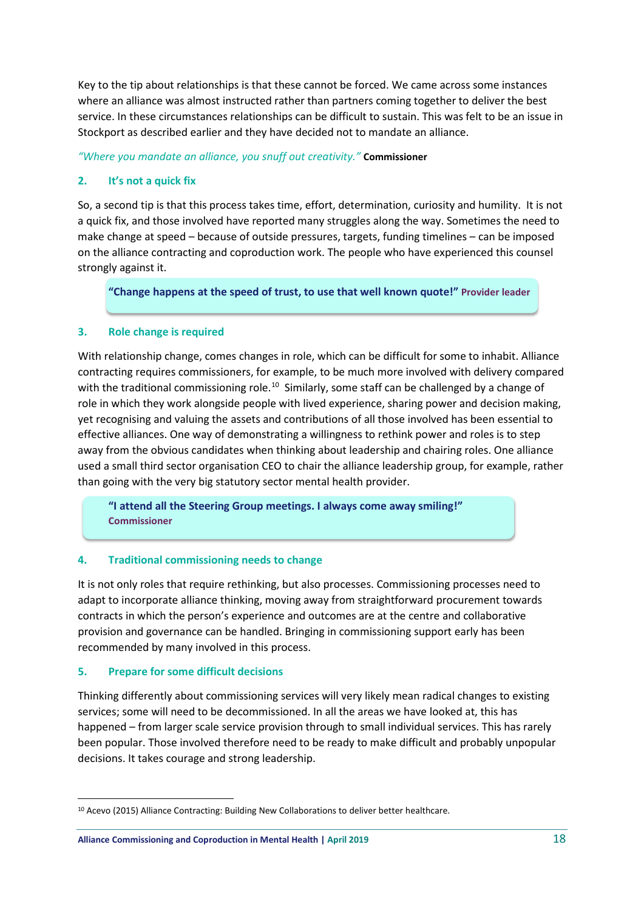Key to the tip about relationships is that these cannot be forced. We came across some instances where an alliance was almost instructed rather than partners coming together to deliver the best service. In these circumstances relationships can be difficult to sustain. This was felt to be an issue in Stockport as described earlier and they have decided not to mandate an alliance.

*"Where you mandate an alliance, you snuff out creativity."* **Commissioner**

### 2. It's not a quick fix

So, a second tip is that this process takes time, effort, determination, curiosity and humility. It is not a quick fix, and those involved have reported many struggles along the way. Sometimes the need to make change at speed – because of outside pressures, targets, funding timelines – can be imposed on the alliance contracting and coproduction work. The people who have experienced this counsel strongly against it.

> **"Change happens at the speed of trust, to use that well known quote!"** **Provider leader**

### 3. Role change is required

With relationship change, comes changes in role, which can be difficult for some to inhabit. Alliance contracting requires commissioners, for example, to be much more involved with delivery compared with the traditional commissioning role.[10] Similarly, some staff can be challenged by a change of role in which they work alongside people with lived experience, sharing power and decision making, yet recognising and valuing the assets and contributions of all those involved has been essential to effective alliances. One way of demonstrating a willingness to rethink power and roles is to step away from the obvious candidates when thinking about leadership and chairing roles. One alliance used a small third sector organisation CEO to chair the alliance leadership group, for example, rather than going with the very big statutory sector mental health provider.

> **"I attend all the Steering Group meetings. I always come away smiling!"**
> **Commissioner**

### 4. Traditional commissioning needs to change

It is not only roles that require rethinking, but also processes. Commissioning processes need to adapt to incorporate alliance thinking, moving away from straightforward procurement towards contracts in which the person's experience and outcomes are at the centre and collaborative provision and governance can be handled. Bringing in commissioning support early has been recommended by many involved in this process.

### 5. Prepare for some difficult decisions

Thinking differently about commissioning services will very likely mean radical changes to existing services; some will need to be decommissioned. In all the areas we have looked at, this has happened – from larger scale service provision through to small individual services. This has rarely been popular. Those involved therefore need to be ready to make difficult and probably unpopular decisions. It takes courage and strong leadership.

---

[10] Acevo (2015) Alliance Contracting: Building New Collaborations to deliver better healthcare.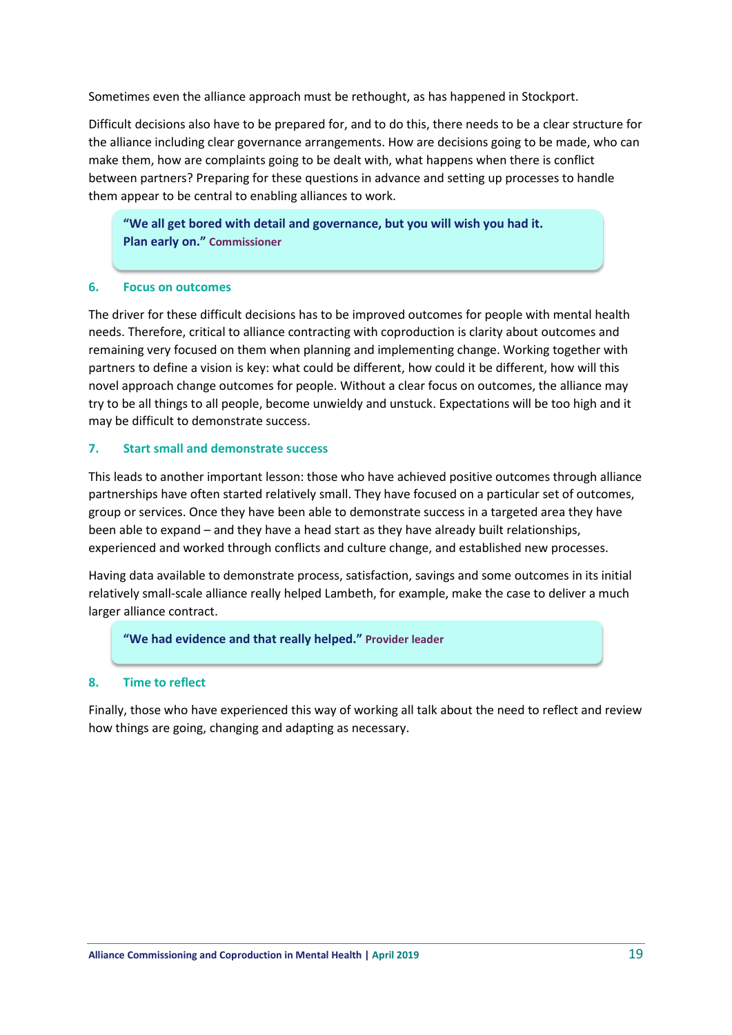Sometimes even the alliance approach must be rethought, as has happened in Stockport.

Difficult decisions also have to be prepared for, and to do this, there needs to be a clear structure for the alliance including clear governance arrangements. How are decisions going to be made, who can make them, how are complaints going to be dealt with, what happens when there is conflict between partners? Preparing for these questions in advance and setting up processes to handle them appear to be central to enabling alliances to work.

> **"We all get bored with detail and governance, but you will wish you had it. Plan early on."** Commissioner

### 6. Focus on outcomes

The driver for these difficult decisions has to be improved outcomes for people with mental health needs. Therefore, critical to alliance contracting with coproduction is clarity about outcomes and remaining very focused on them when planning and implementing change. Working together with partners to define a vision is key: what could be different, how could it be different, how will this novel approach change outcomes for people. Without a clear focus on outcomes, the alliance may try to be all things to all people, become unwieldy and unstuck. Expectations will be too high and it may be difficult to demonstrate success.

### 7. Start small and demonstrate success

This leads to another important lesson: those who have achieved positive outcomes through alliance partnerships have often started relatively small. They have focused on a particular set of outcomes, group or services. Once they have been able to demonstrate success in a targeted area they have been able to expand – and they have a head start as they have already built relationships, experienced and worked through conflicts and culture change, and established new processes.

Having data available to demonstrate process, satisfaction, savings and some outcomes in its initial relatively small-scale alliance really helped Lambeth, for example, make the case to deliver a much larger alliance contract.

> **"We had evidence and that really helped."** Provider leader

### 8. Time to reflect

Finally, those who have experienced this way of working all talk about the need to reflect and review how things are going, changing and adapting as necessary.